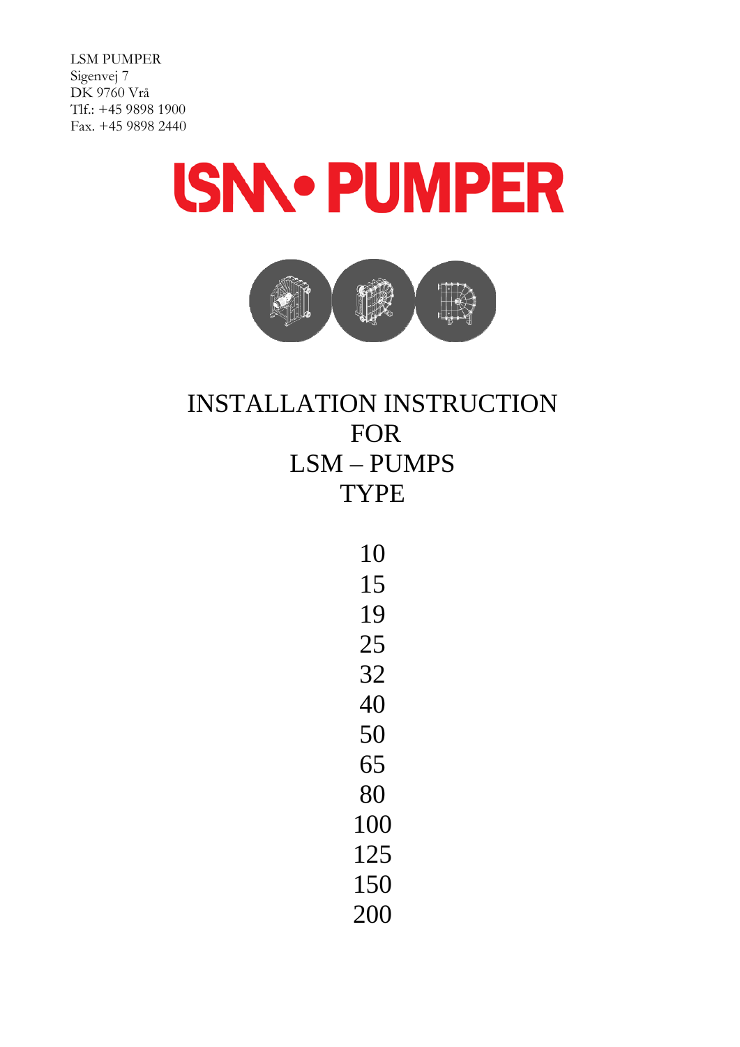LSM PUMPER
Sigenvej 7
DK 9760 Vrå
Tlf.: +45 9898 1900
Fax. +45 9898 2440

# LSM • PUMPER

# INSTALLATION INSTRUCTION FOR LSM – PUMPS TYPE

10
15
19
25
32
40
50
65
80
100
125
150
200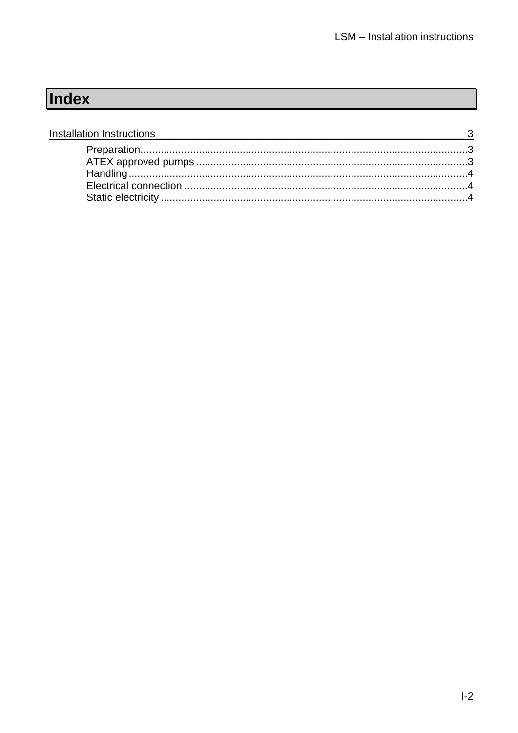# Index

Installation Instructions 3

- Preparation....3
- ATEX approved pumps....3
- Handling....4
- Electrical connection....4
- Static electricity....4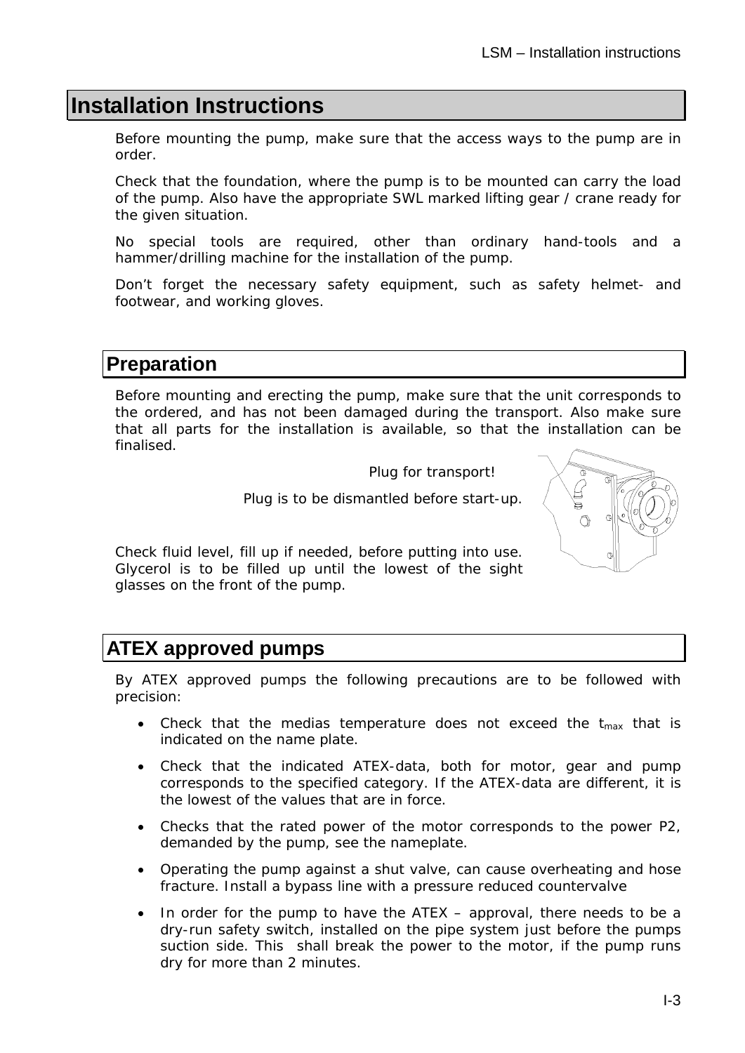# Installation Instructions

Before mounting the pump, make sure that the access ways to the pump are in order.

Check that the foundation, where the pump is to be mounted can carry the load of the pump. Also have the appropriate SWL marked lifting gear / crane ready for the given situation.

No special tools are required, other than ordinary hand-tools and a hammer/drilling machine for the installation of the pump.

Don't forget the necessary safety equipment, such as safety helmet- and footwear, and working gloves.

## Preparation

Before mounting and erecting the pump, make sure that the unit corresponds to the ordered, and has not been damaged during the transport. Also make sure that all parts for the installation is available, so that the installation can be finalised.

Plug for transport!

Plug is to be dismantled before start-up.

Check fluid level, fill up if needed, before putting into use. Glycerol is to be filled up until the lowest of the sight glasses on the front of the pump.

## ATEX approved pumps

By ATEX approved pumps the following precautions are to be followed with precision:

- Check that the medias temperature does not exceed the $t_{max}$ that is indicated on the name plate.
- Check that the indicated ATEX-data, both for motor, gear and pump corresponds to the specified category. If the ATEX-data are different, it is the lowest of the values that are in force.
- Checks that the rated power of the motor corresponds to the power P2, demanded by the pump, see the nameplate.
- Operating the pump against a shut valve, can cause overheating and hose fracture. Install a bypass line with a pressure reduced countervalve
- In order for the pump to have the ATEX – approval, there needs to be a dry-run safety switch, installed on the pipe system just before the pumps suction side. This shall break the power to the motor, if the pump runs dry for more than 2 minutes.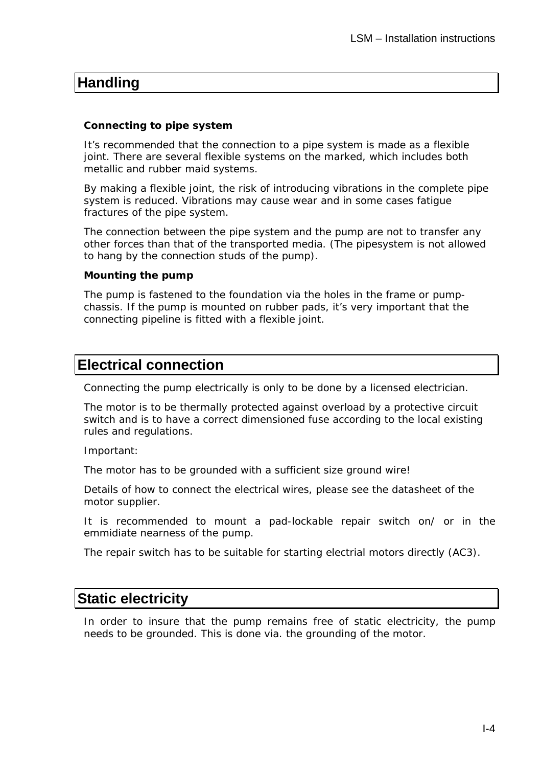## Handling

**Connecting to pipe system**

It's recommended that the connection to a pipe system is made as a flexible joint. There are several flexible systems on the marked, which includes both metallic and rubber maid systems.

By making a flexible joint, the risk of introducing vibrations in the complete pipe system is reduced. Vibrations may cause wear and in some cases fatigue fractures of the pipe system.

The connection between the pipe system and the pump are not to transfer any other forces than that of the transported media. (The pipesystem is not allowed to hang by the connection studs of the pump).

**Mounting the pump**

The pump is fastened to the foundation via the holes in the frame or pump-chassis. If the pump is mounted on rubber pads, it's very important that the connecting pipeline is fitted with a flexible joint.

## Electrical connection

Connecting the pump electrically is only to be done by a licensed electrician.

The motor is to be thermally protected against overload by a protective circuit switch and is to have a correct dimensioned fuse according to the local existing rules and regulations.

Important:

The motor has to be grounded with a sufficient size ground wire!

Details of how to connect the electrical wires, please see the datasheet of the motor supplier.

It is recommended to mount a pad-lockable repair switch on/ or in the emmidiate nearness of the pump.

The repair switch has to be suitable for starting electrial motors directly (AC3).

## Static electricity

In order to insure that the pump remains free of static electricity, the pump needs to be grounded. This is done via. the grounding of the motor.